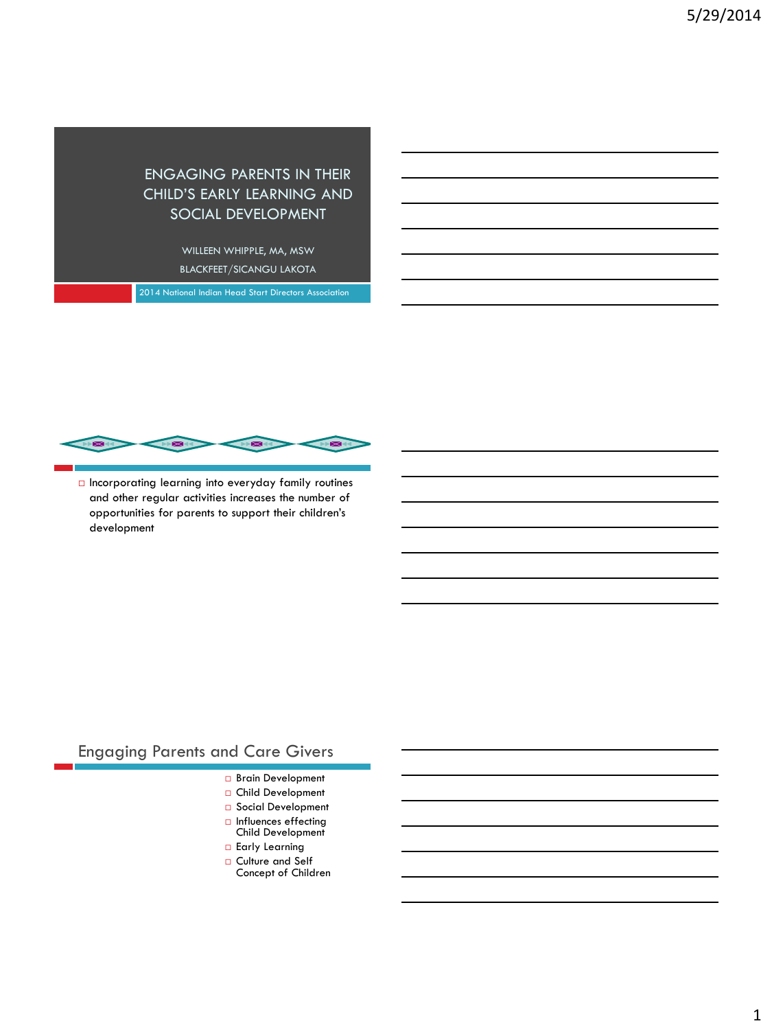# ENGAGING PARENTS IN THEIR CHILD'S EARLY LEARNING AND SOCIAL DEVELOPMENT

WILLEEN WHIPPLE, MA, MSW

BLACKFEET/SICANGU LAKOTA

2014 National Indian Head Start Directors Association

---

- Incorporating learning into everyday family routines and other regular activities increases the number of opportunities for parents to support their children's development

---

## Engaging Parents and Care Givers

- Brain Development
- Child Development
- Social Development
- Influences effecting Child Development
- Early Learning
- Culture and Self Concept of Children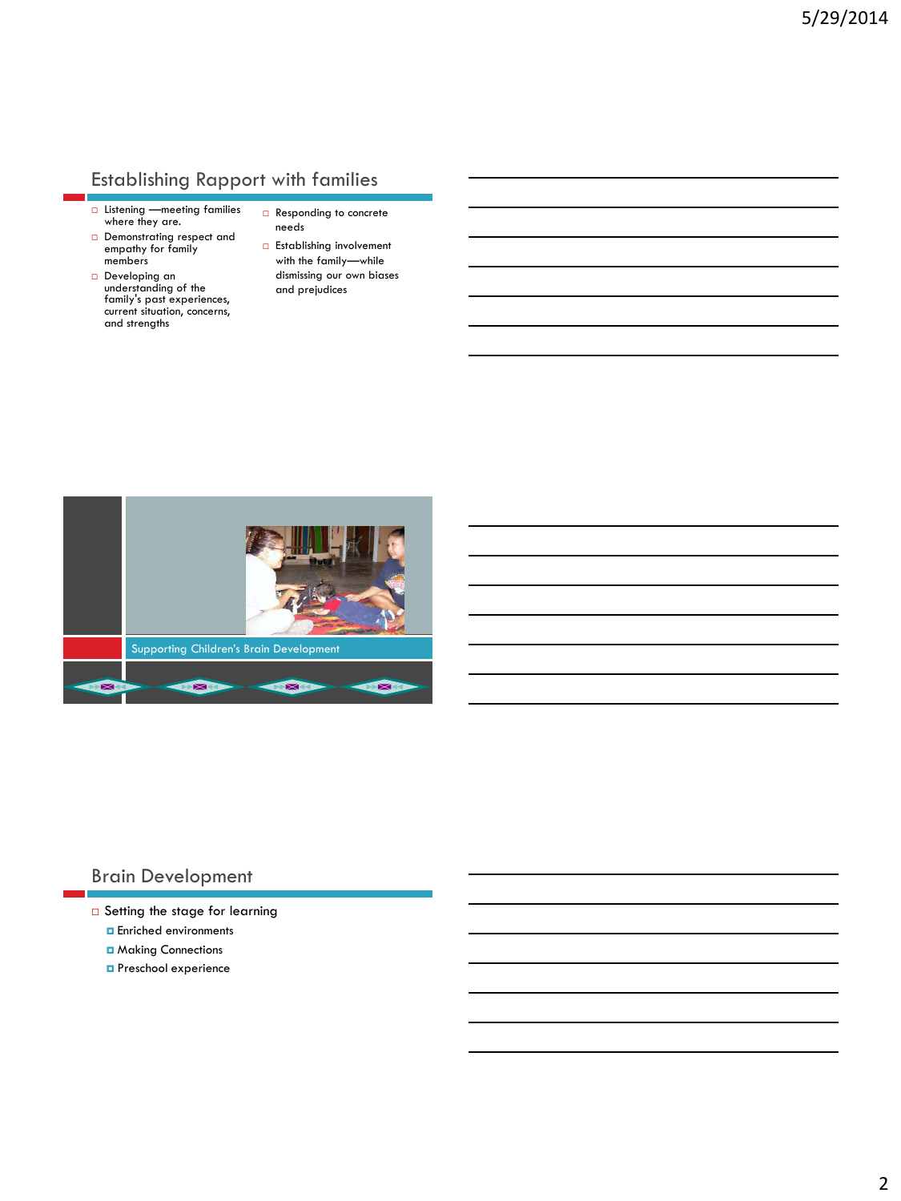## Establishing Rapport with families

- Listening —meeting families where they are.
- Demonstrating respect and empathy for family members
- Developing an understanding of the family's past experiences, current situation, concerns, and strengths
- Responding to concrete needs
- Establishing involvement with the family—while dismissing our own biases and prejudices

## Supporting Children's Brain Development

## Brain Development

- Setting the stage for learning
  - Enriched environments
  - Making Connections
  - Preschool experience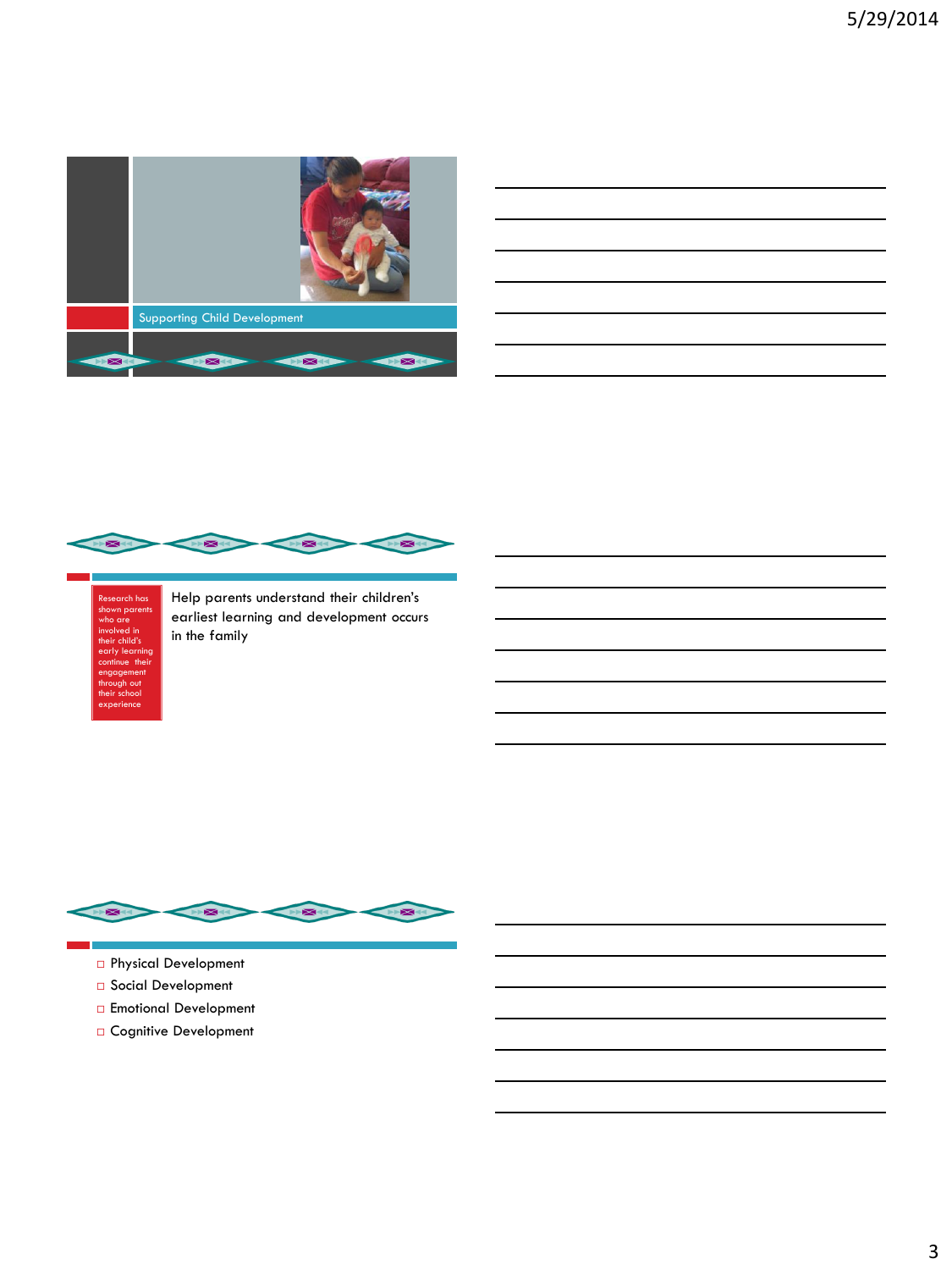## Supporting Child Development

Research has shown parents who are involved in their child's early learning continue their engagement through out their school experience

Help parents understand their children's earliest learning and development occurs in the family

- Physical Development
- Social Development
- Emotional Development
- Cognitive Development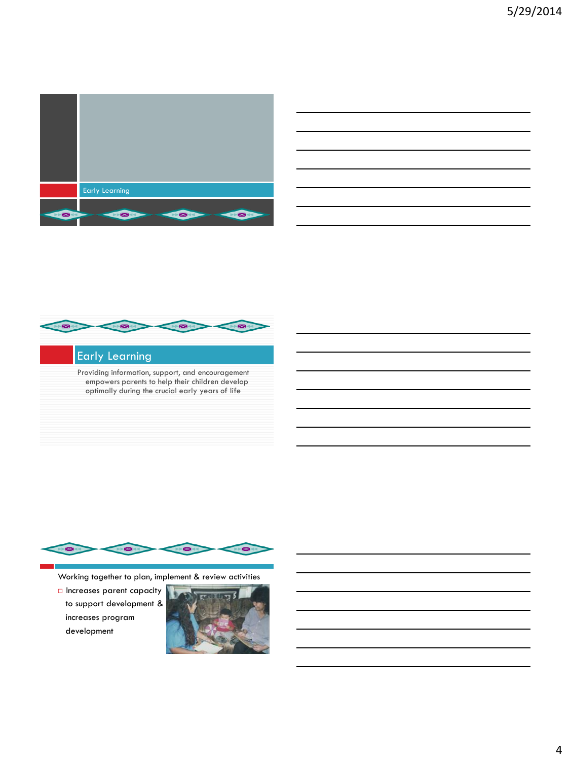## Early Learning

## Early Learning

Providing information, support, and encouragement empowers parents to help their children develop optimally during the crucial early years of life

Working together to plan, implement & review activities

- Increases parent capacity to support development & increases program development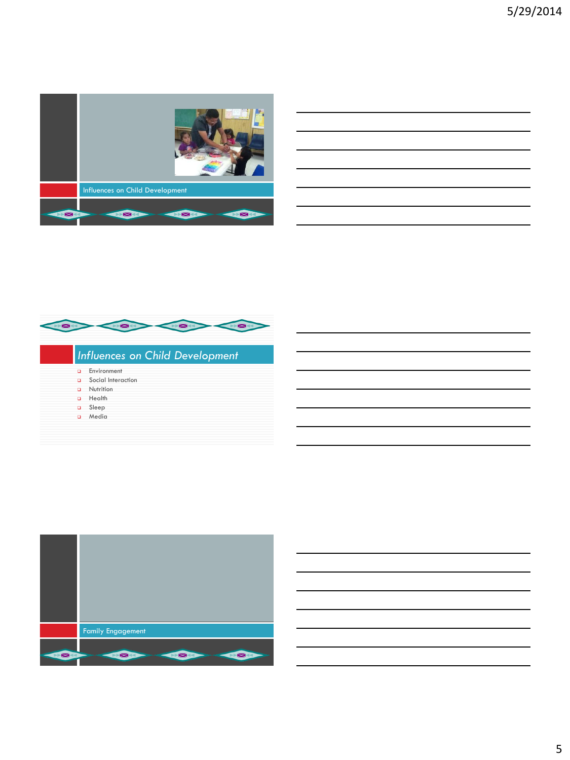## Influences on Child Development

## Influences on Child Development

- Environment
- Social Interaction
- Nutrition
- Health
- Sleep
- Media

## Family Engagement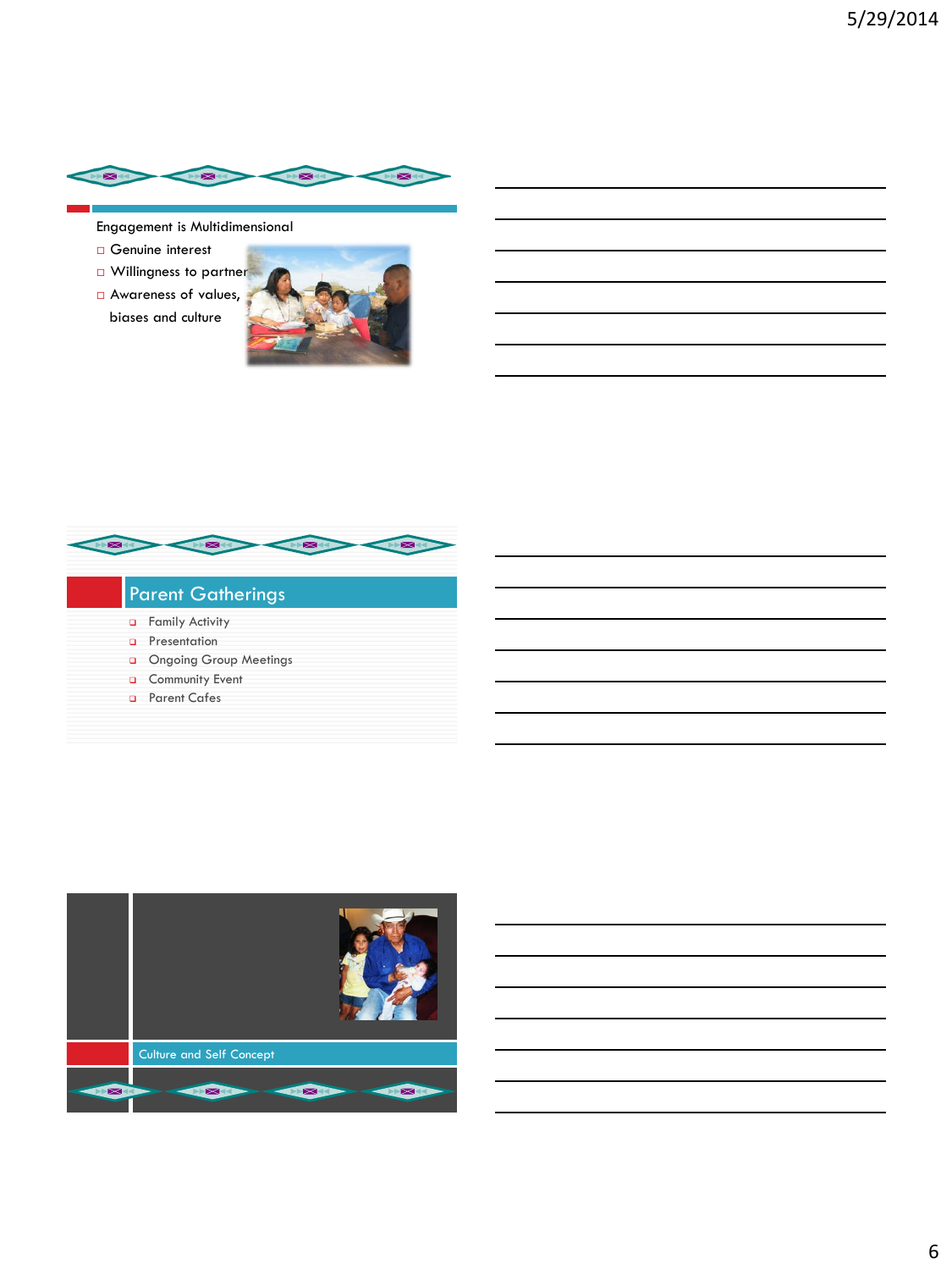Engagement is Multidimensional

- Genuine interest
- Willingness to partner
- Awareness of values, biases and culture

## Parent Gatherings

- Family Activity
- Presentation
- Ongoing Group Meetings
- Community Event
- Parent Cafes

Culture and Self Concept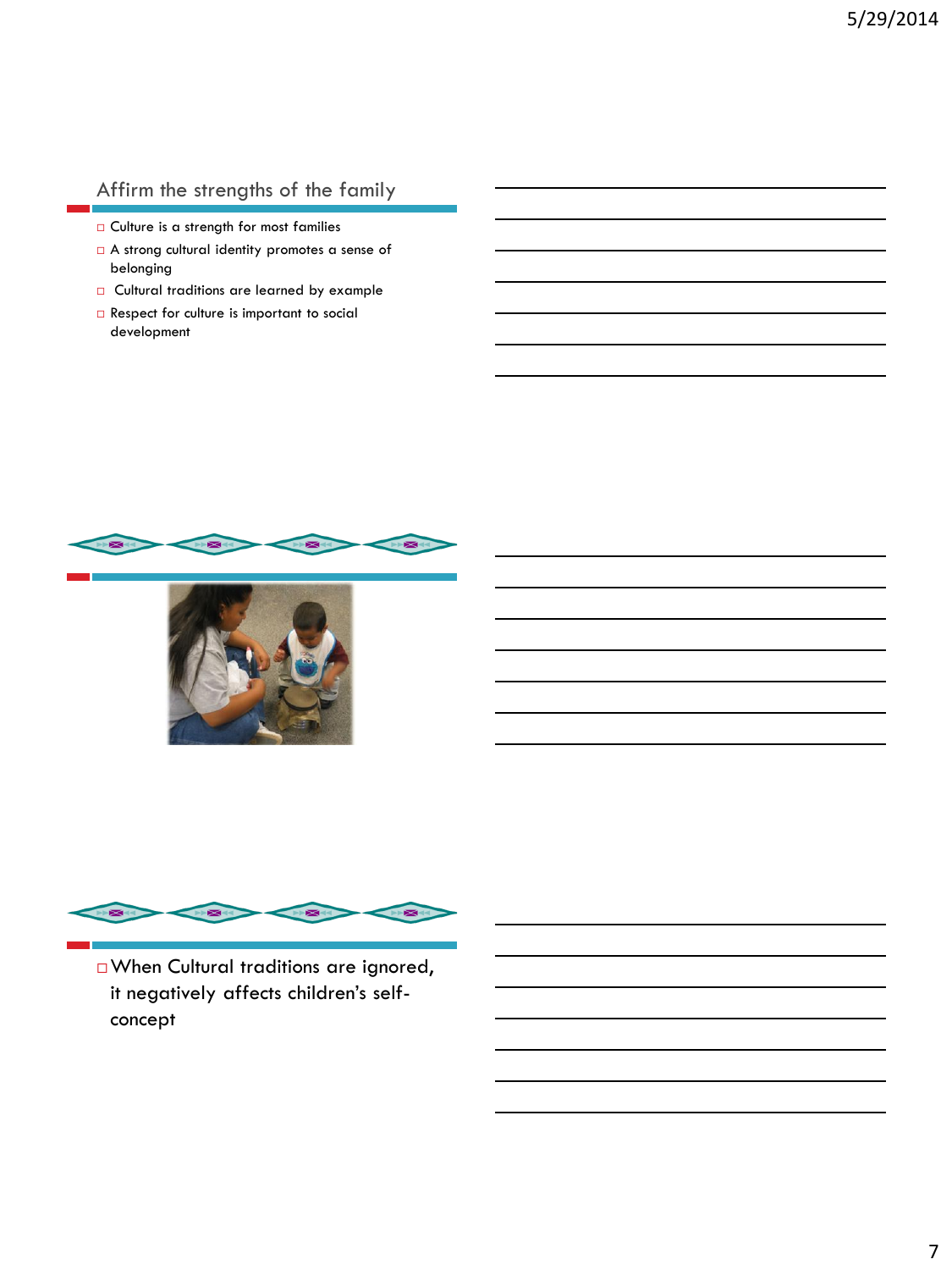## Affirm the strengths of the family

- Culture is a strength for most families
- A strong cultural identity promotes a sense of belonging
- Cultural traditions are learned by example
- Respect for culture is important to social development

---

---

- When Cultural traditions are ignored, it negatively affects children's self-concept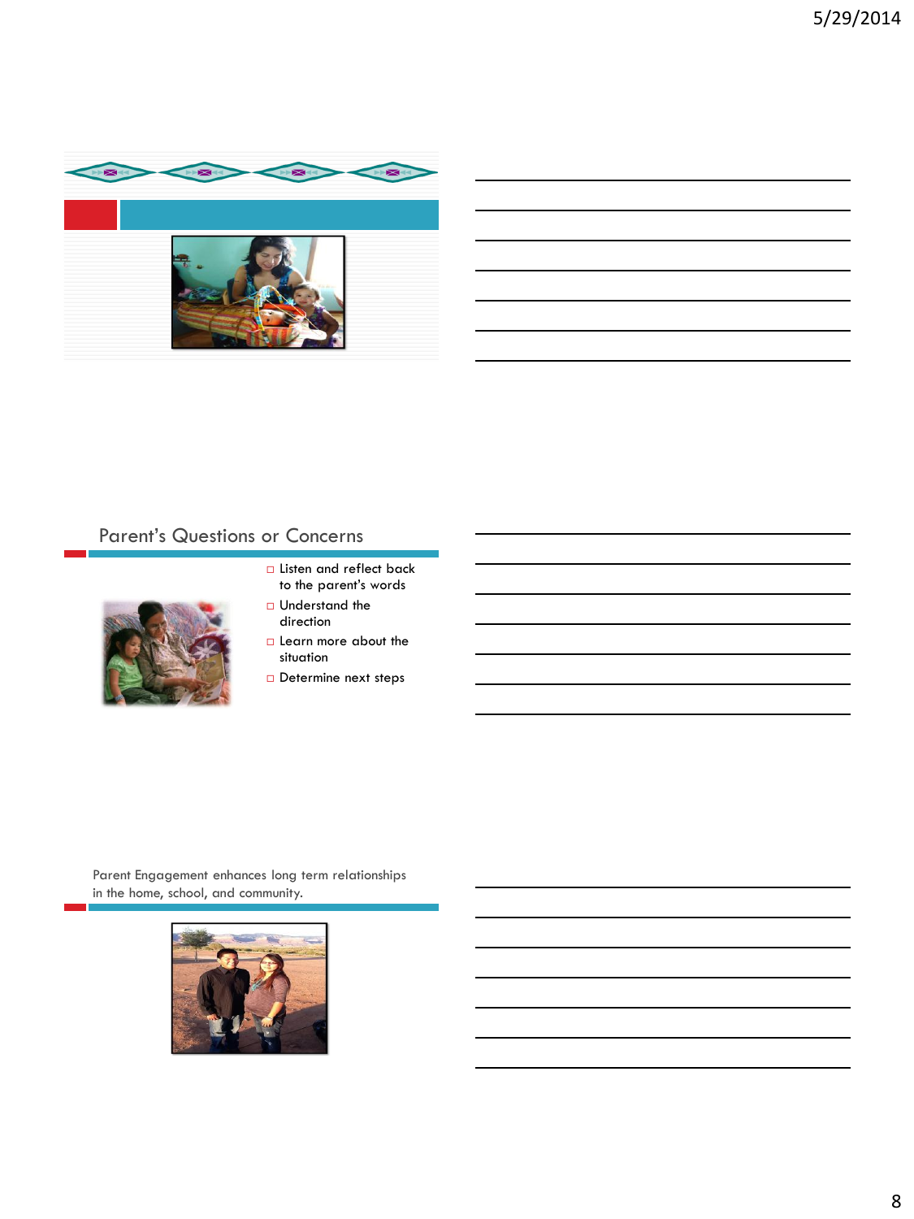## Parent's Questions or Concerns

- Listen and reflect back to the parent's words
- Understand the direction
- Learn more about the situation
- Determine next steps

Parent Engagement enhances long term relationships in the home, school, and community.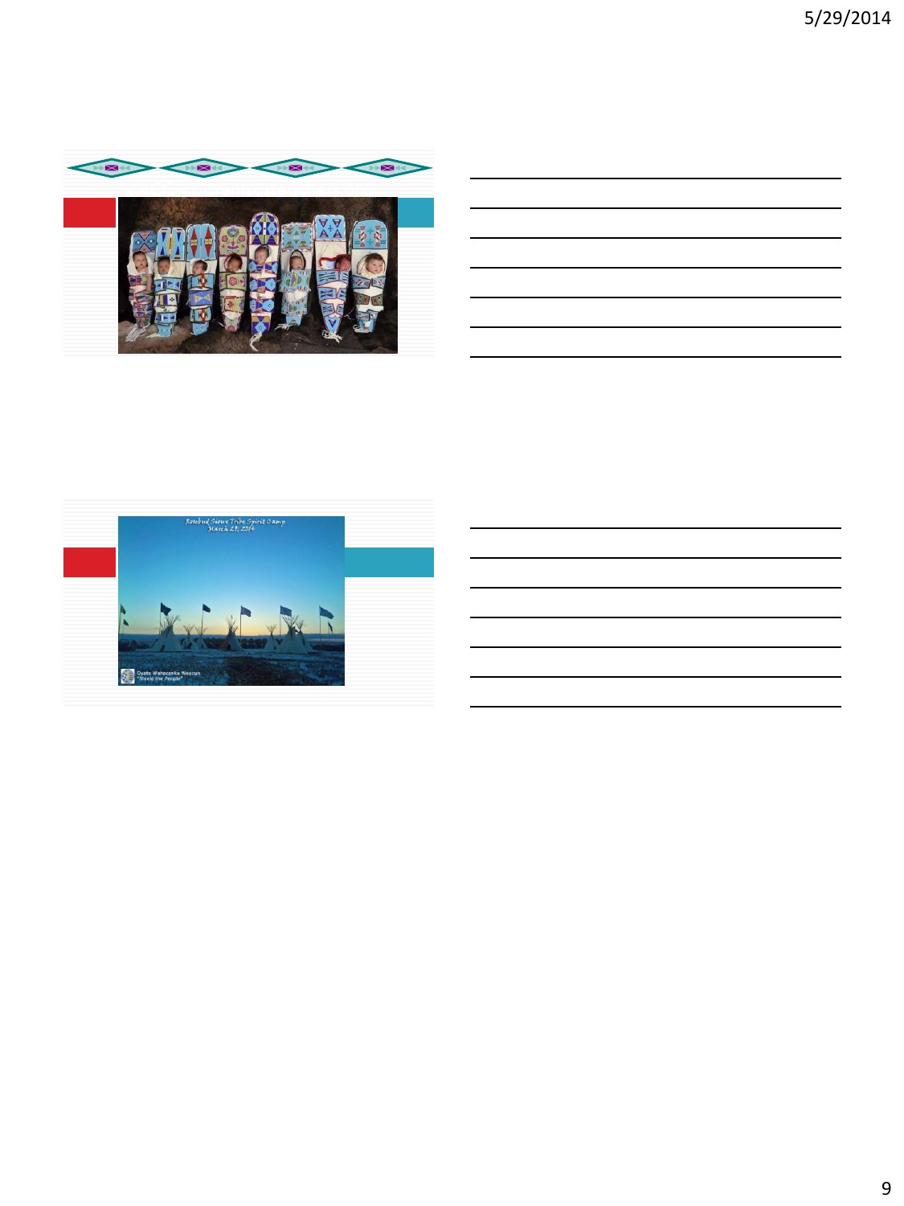Rosebud Sioux Tribe Spirit Camp
March 29, 2014

Oyate Wahacanka Woecun
"Shield the People"